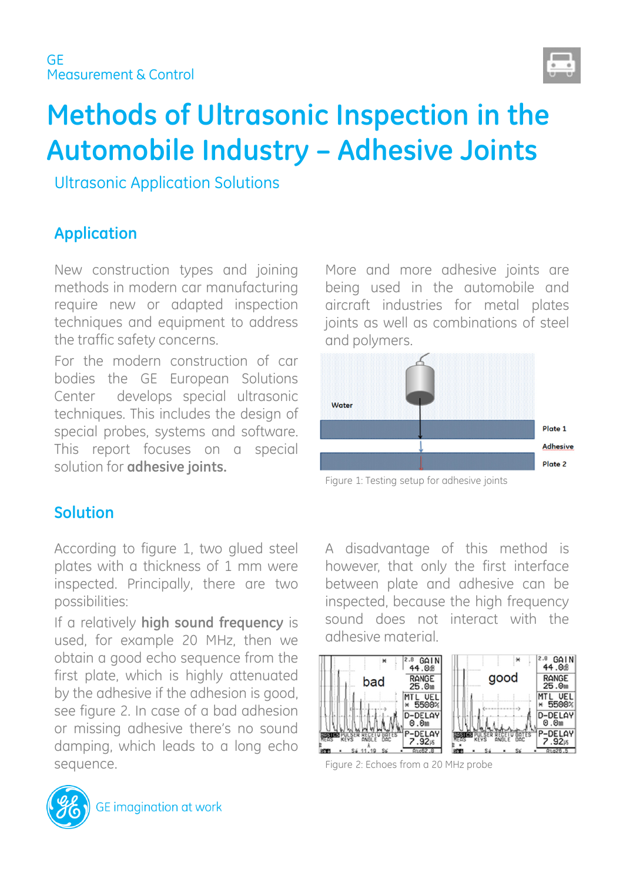GE
Measurement & Control

# Methods of Ultrasonic Inspection in the Automobile Industry – Adhesive Joints

Ultrasonic Application Solutions

## Application

New construction types and joining methods in modern car manufacturing require new or adapted inspection techniques and equipment to address the traffic safety concerns.

For the modern construction of car bodies the GE European Solutions Center develops special ultrasonic techniques. This includes the design of special probes, systems and software. This report focuses on a special solution for **adhesive joints.**

More and more adhesive joints are being used in the automobile and aircraft industries for metal plates joints as well as combinations of steel and polymers.

Figure 1: Testing setup for adhesive joints

## Solution

According to figure 1, two glued steel plates with a thickness of 1 mm were inspected. Principally, there are two possibilities:

If a relatively **high sound frequency** is used, for example 20 MHz, then we obtain a good echo sequence from the first plate, which is highly attenuated by the adhesive if the adhesion is good, see figure 2. In case of a bad adhesion or missing adhesive there's no sound damping, which leads to a long echo sequence.

A disadvantage of this method is however, that only the first interface between plate and adhesive can be inspected, because the high frequency sound does not interact with the adhesive material.

Figure 2: Echoes from a 20 MHz probe

GE imagination at work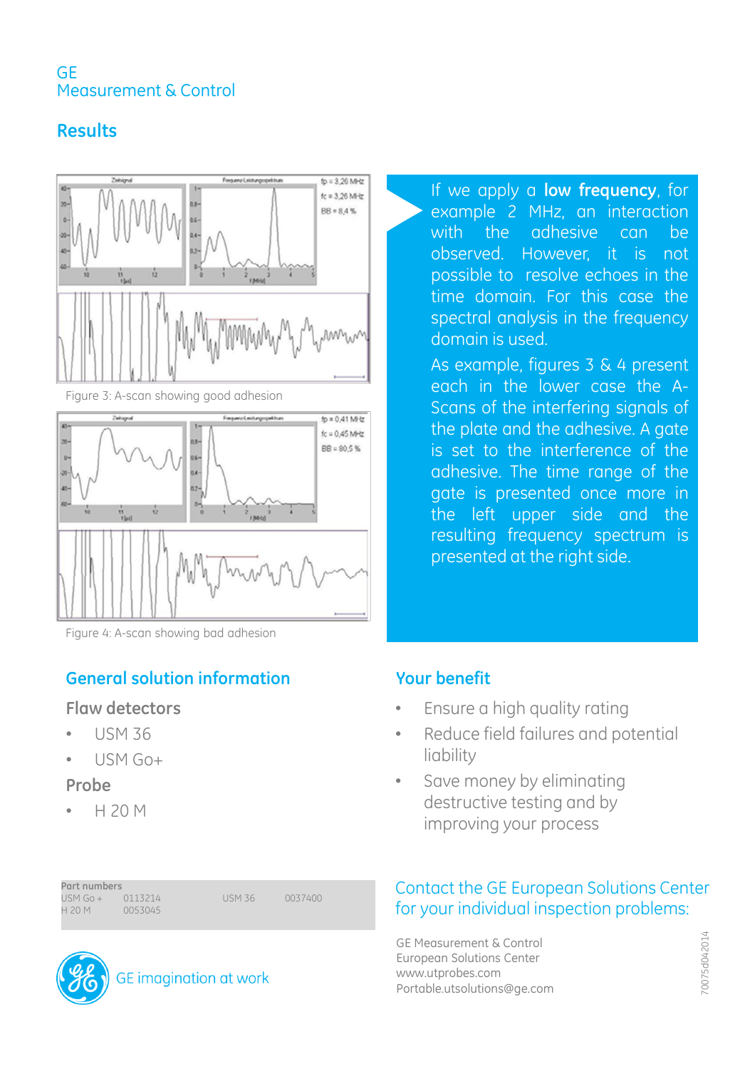GE
Measurement & Control

## Results

Zeitsignal
Frequenz-Leistungsspektrum
fp = 3,26 MHz
fc = 3,26 MHz
BB = 8,4 %

Figure 3: A-scan showing good adhesion

Zeitsignal
Frequenz-Leistungsspektrum
fp = 0,41 MHz
fc = 0,45 MHz
BB = 80,5 %

Figure 4: A-scan showing bad adhesion

If we apply a **low frequency**, for example 2 MHz, an interaction with the adhesive can be observed. However, it is not possible to resolve echoes in the time domain. For this case the spectral analysis in the frequency domain is used.

As example, figures 3 & 4 present each in the lower case the A-Scans of the interfering signals of the plate and the adhesive. A gate is set to the interference of the adhesive. The time range of the gate is presented once more in the left upper side and the resulting frequency spectrum is presented at the right side.

## General solution information

### Flaw detectors

- USM 36
- USM Go+

### Probe

- H 20 M

## Your benefit

- Ensure a high quality rating
- Reduce field failures and potential liability
- Save money by eliminating destructive testing and by improving your process

**Part numbers**

| | | | |
|---|---|---|---|
| USM Go + | 0113214 | USM 36 | 0037400 |
| H 20 M | 0053045 | | |

GE imagination at work

Contact the GE European Solutions Center for your individual inspection problems:

GE Measurement & Control
European Solutions Center
www.utprobes.com
Portable.utsolutions@ge.com

70075d042014